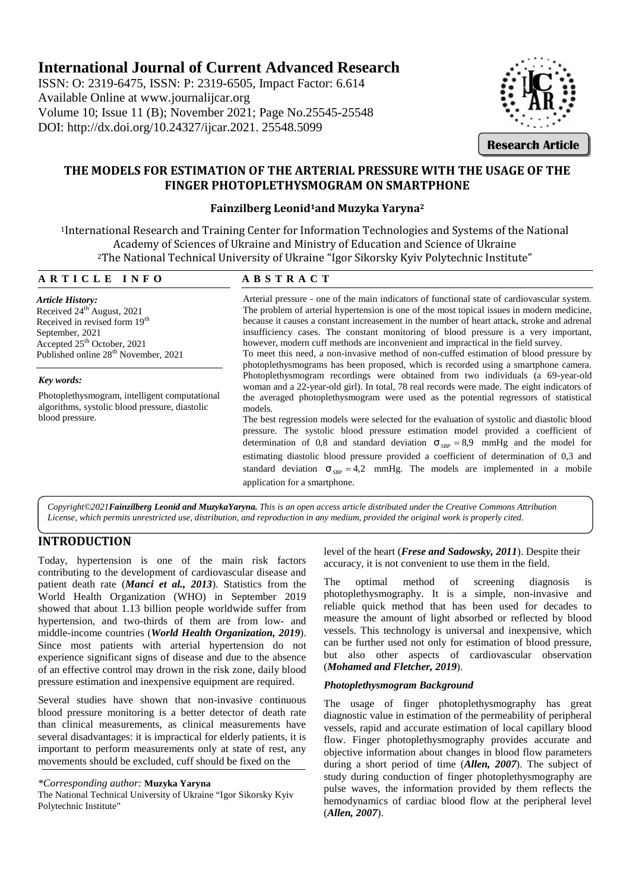# International Journal of Current Advanced Research

ISSN: O: 2319-6475, ISSN: P: 2319-6505, Impact Factor: 6.614
Available Online at www.journalijcar.org
Volume 10; Issue 11 (B); November 2021; Page No.25545-25548
DOI: http://dx.doi.org/10.24327/ijcar.2021. 25548.5099

**Research Article**

## THE MODELS FOR ESTIMATION OF THE ARTERIAL PRESSURE WITH THE USAGE OF THE FINGER PHOTOPLETHYSMOGRAM ON SMARTPHONE

**Fainzilberg Leonid[1] and Muzyka Yaryna[2]**

[1]International Research and Training Center for Information Technologies and Systems of the National Academy of Sciences of Ukraine and Ministry of Education and Science of Ukraine
[2]The National Technical University of Ukraine "Igor Sikorsky Kyiv Polytechnic Institute"

**ARTICLE INFO**

*Article History:*
Received 24th August, 2021
Received in revised form 19th September, 2021
Accepted 25th October, 2021
Published online 28th November, 2021

*Key words:*
Photoplethysmogram, intelligent computational algorithms, systolic blood pressure, diastolic blood pressure.

**ABSTRACT**

Arterial pressure - one of the main indicators of functional state of cardiovascular system. The problem of arterial hypertension is one of the most topical issues in modern medicine, because it causes a constant increasement in the number of heart attack, stroke and adrenal insufficiency cases. The constant monitoring of blood pressure is a very important, however, modern cuff methods are inconvenient and impractical in the field survey.

To meet this need, a non-invasive method of non-cuffed estimation of blood pressure by photoplethysmograms has been proposed, which is recorded using a smartphone camera. Photoplethysmogram recordings were obtained from two individuals (a 69-year-old woman and a 22-year-old girl). In total, 78 real records were made. The eight indicators of the averaged photoplethysmogram were used as the potential regressors of statistical models.

The best regression models were selected for the evaluation of systolic and diastolic blood pressure. The systolic blood pressure estimation model provided a coefficient of determination of 0,8 and standard deviation $\sigma_{SBP} = 8{,}9$ mmHg and the model for estimating diastolic blood pressure provided a coefficient of determination of 0,3 and standard deviation $\sigma_{SBP} = 4{,}2$ mmHg. The models are implemented in a mobile application for a smartphone.

*Copyright©2021 **Fainzilberg Leonid and MuzykaYaryna.** This is an open access article distributed under the Creative Commons Attribution License, which permits unrestricted use, distribution, and reproduction in any medium, provided the original work is properly cited.*

## INTRODUCTION

Today, hypertension is one of the main risk factors contributing to the development of cardiovascular disease and patient death rate (***Manci et al., 2013***). Statistics from the World Health Organization (WHO) in September 2019 showed that about 1.13 billion people worldwide suffer from hypertension, and two-thirds of them are from low- and middle-income countries (***World Health Organization, 2019***). Since most patients with arterial hypertension do not experience significant signs of disease and due to the absence of an effective control may drown in the risk zone, daily blood pressure estimation and inexpensive equipment are required.

Several studies have shown that non-invasive continuous blood pressure monitoring is a better detector of death rate than clinical measurements, as clinical measurements have several disadvantages: it is impractical for elderly patients, it is important to perform measurements only at state of rest, any movements should be excluded, cuff should be fixed on the level of the heart (***Frese and Sadowsky, 2011***). Despite their accuracy, it is not convenient to use them in the field.

The optimal method of screening diagnosis is photoplethysmography. It is a simple, non-invasive and reliable quick method that has been used for decades to measure the amount of light absorbed or reflected by blood vessels. This technology is universal and inexpensive, which can be further used not only for estimation of blood pressure, but also other aspects of cardiovascular observation (***Mohamed and Fletcher, 2019***).

### *Photoplethysmogram Background*

The usage of finger photoplethysmography has great diagnostic value in estimation of the permeability of peripheral vessels, rapid and accurate estimation of local capillary blood flow. Finger photoplethysmography provides accurate and objective information about changes in blood flow parameters during a short period of time (***Allen, 2007***). The subject of study during conduction of finger photoplethysmography are pulse waves, the information provided by them reflects the hemodynamics of cardiac blood flow at the peripheral level (***Allen, 2007***).

*\*Corresponding author:* **Muzyka Yaryna**
The National Technical University of Ukraine "Igor Sikorsky Kyiv Polytechnic Institute"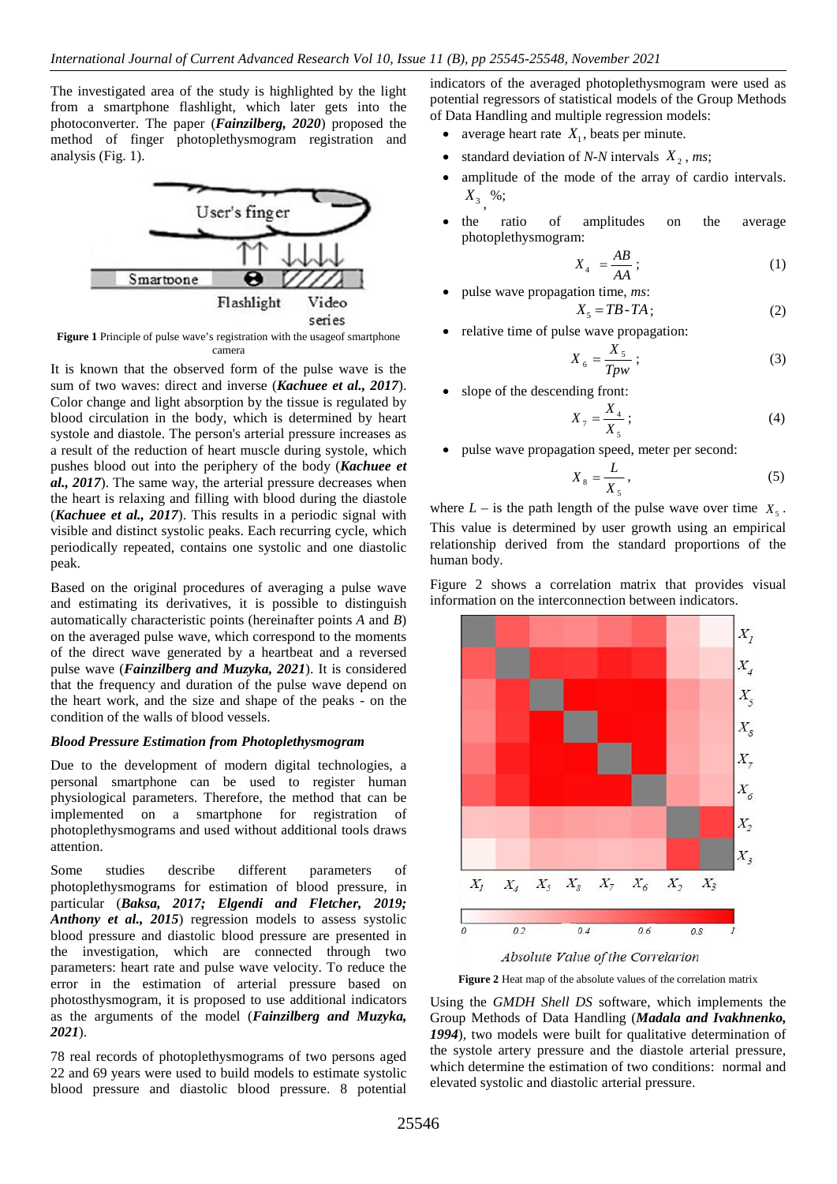The investigated area of the study is highlighted by the light from a smartphone flashlight, which later gets into the photoconverter. The paper (***Fainzilberg, 2020***) proposed the method of finger photoplethysmogram registration and analysis (Fig. 1).

**Figure 1** Principle of pulse wave's registration with the usageof smartphone camera

It is known that the observed form of the pulse wave is the sum of two waves: direct and inverse (***Kachuee et al., 2017***). Color change and light absorption by the tissue is regulated by blood circulation in the body, which is determined by heart systole and diastole. The person's arterial pressure increases as a result of the reduction of heart muscle during systole, which pushes blood out into the periphery of the body (***Kachuee et al., 2017***). The same way, the arterial pressure decreases when the heart is relaxing and filling with blood during the diastole (***Kachuee et al., 2017***). This results in a periodic signal with visible and distinct systolic peaks. Each recurring cycle, which periodically repeated, contains one systolic and one diastolic peak.

Based on the original procedures of averaging a pulse wave and estimating its derivatives, it is possible to distinguish automatically characteristic points (hereinafter points *A* and *B*) on the averaged pulse wave, which correspond to the moments of the direct wave generated by a heartbeat and a reversed pulse wave (***Fainzilberg and Muzyka, 2021***). It is considered that the frequency and duration of the pulse wave depend on the heart work, and the size and shape of the peaks - on the condition of the walls of blood vessels.

### *Blood Pressure Estimation from Photoplethysmogram*

Due to the development of modern digital technologies, a personal smartphone can be used to register human physiological parameters. Therefore, the method that can be implemented on a smartphone for registration of photoplethysmograms and used without additional tools draws attention.

Some studies describe different parameters of photoplethysmograms for estimation of blood pressure, in particular (***Baksa, 2017; Elgendi and Fletcher, 2019; Anthony et al., 2015***) regression models to assess systolic blood pressure and diastolic blood pressure are presented in the investigation, which are connected through two parameters: heart rate and pulse wave velocity. To reduce the error in the estimation of arterial pressure based on photosthysmogram, it is proposed to use additional indicators as the arguments of the model (***Fainzilberg and Muzyka, 2021***).

78 real records of photoplethysmograms of two persons aged 22 and 69 years were used to build models to estimate systolic blood pressure and diastolic blood pressure. 8 potential indicators of the averaged photoplethysmogram were used as potential regressors of statistical models of the Group Methods of Data Handling and multiple regression models:

- average heart rate $X_1$, beats per minute.
- standard deviation of *N-N* intervals $X_2$, *ms*;
- amplitude of the mode of the array of cardio intervals. $X_3$, %;
- the ratio of amplitudes on the average photoplethysmogram:

$$X_4 = \frac{AB}{AA}; \tag{1}$$

- pulse wave propagation time, *ms*:

$$X_5 = TB - TA; \tag{2}$$

- relative time of pulse wave propagation:

$$X_6 = \frac{X_5}{Tpw}; \tag{3}$$

- slope of the descending front:

$$X_7 = \frac{X_4}{X_5}; \tag{4}$$

- pulse wave propagation speed, meter per second:

$$X_8 = \frac{L}{X_5}, \tag{5}$$

where $L$ – is the path length of the pulse wave over time $X_5$. This value is determined by user growth using an empirical relationship derived from the standard proportions of the human body.

Figure 2 shows a correlation matrix that provides visual information on the interconnection between indicators.

**Figure 2** Heat map of the absolute values of the correlation matrix

Using the *GMDH Shell DS* software, which implements the Group Methods of Data Handling (***Madala and Ivakhnenko, 1994***), two models were built for qualitative determination of the systole artery pressure and the diastole arterial pressure, which determine the estimation of two conditions: normal and elevated systolic and diastolic arterial pressure.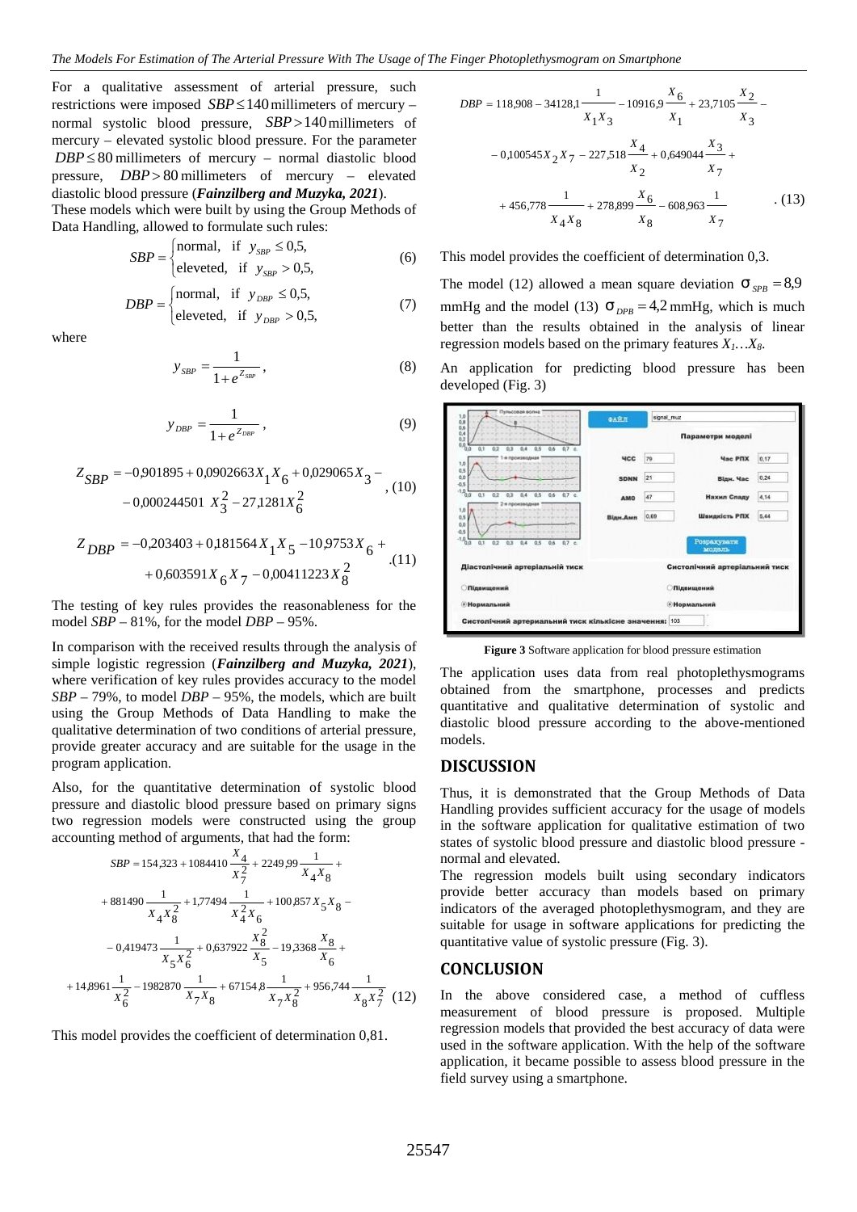For a qualitative assessment of arterial pressure, such restrictions were imposed $SBP \leq 140$ millimeters of mercury – normal systolic blood pressure, $SBP > 140$ millimeters of mercury – elevated systolic blood pressure. For the parameter $DBP \leq 80$ millimeters of mercury – normal diastolic blood pressure, $DBP > 80$ millimeters of mercury – elevated diastolic blood pressure (***Fainzilberg and Muzyka, 2021***).

These models which were built by using the Group Methods of Data Handling, allowed to formulate such rules:

$$SBP = \begin{cases} \text{normal,} & \text{if } \ y_{SBP} \leq 0{,}5, \\ \text{eleveted,} & \text{if } \ y_{SBP} > 0{,}5, \end{cases} \tag{6}$$

$$DBP = \begin{cases} \text{normal,} & \text{if } \ y_{DBP} \leq 0{,}5, \\ \text{eleveted,} & \text{if } \ y_{DBP} > 0{,}5, \end{cases} \tag{7}$$

where

$$y_{SBP} = \frac{1}{1+e^{Z_{SBP}}}, \tag{8}$$

$$y_{DBP} = \frac{1}{1+e^{Z_{DBP}}}, \tag{9}$$

$$Z_{SBP} = -0{,}901895 + 0{,}0902663 X_1 X_6 + 0{,}029065 X_3 - 0{,}000244501 \ X_3^2 - 27{,}1281 X_6^2, \tag{10}$$

$$Z_{DBP} = -0{,}203403 + 0{,}181564 X_1 X_5 - 10{,}9753 X_6 + 0{,}603591 X_6 X_7 - 0{,}00411223 X_8^2 . \tag{11}$$

The testing of key rules provides the reasonableness for the model *SBP* – 81%, for the model *DBP* – 95%.

In comparison with the received results through the analysis of simple logistic regression (***Fainzilberg and Muzyka, 2021***), where verification of key rules provides accuracy to the model *SBP* – 79%, to model *DBP* – 95%, the models, which are built using the Group Methods of Data Handling to make the qualitative determination of two conditions of arterial pressure, provide greater accuracy and are suitable for the usage in the program application.

Also, for the quantitative determination of systolic blood pressure and diastolic blood pressure based on primary signs two regression models were constructed using the group accounting method of arguments, that had the form:

$$\begin{aligned} SBP &= 154{,}323 + 1084410 \frac{X_4}{X_7^2} + 2249{,}99 \frac{1}{X_4 X_8} + \\ &+ 881490 \frac{1}{X_4 X_8^2} + 1{,}77494 \frac{1}{X_4^2 X_6} + 100{,}857 X_5 X_8 - \\ &- 0{,}419473 \frac{1}{X_5 X_6^2} + 0{,}637922 \frac{X_8^2}{X_5} - 19{,}3368 \frac{X_8}{X_6} + \\ &+ 14{,}8961 \frac{1}{X_6^2} - 1982870 \frac{1}{X_7 X_8} + 67154{,}8 \frac{1}{X_7 X_8^2} + 956{,}744 \frac{1}{X_8 X_7^2} \end{aligned} \tag{12}$$

This model provides the coefficient of determination 0,81.

$$\begin{aligned} DBP &= 118{,}908 - 34128{,}1 \frac{1}{X_1 X_3} - 10916{,}9 \frac{X_6}{X_1} + 23{,}7105 \frac{X_2}{X_3} - \\ &- 0{,}100545 X_2 X_7 - 227{,}518 \frac{X_4}{X_2} + 0{,}649044 \frac{X_3}{X_7} + \\ &+ 456{,}778 \frac{1}{X_4 X_8} + 278{,}899 \frac{X_6}{X_8} - 608{,}963 \frac{1}{X_7} \end{aligned} . \tag{13}$$

This model provides the coefficient of determination 0,3.

The model (12) allowed a mean square deviation $\sigma_{SPB} = 8{,}9$ mmHg and the model (13) $\sigma_{DPB} = 4{,}2$ mmHg, which is much better than the results obtained in the analysis of linear regression models based on the primary features $X_1 \ldots X_8$.

An application for predicting blood pressure has been developed (Fig. 3)

**Figure 3** Software application for blood pressure estimation

The application uses data from real photoplethysmograms obtained from the smartphone, processes and predicts quantitative and qualitative determination of systolic and diastolic blood pressure according to the above-mentioned models.

## DISCUSSION

Thus, it is demonstrated that the Group Methods of Data Handling provides sufficient accuracy for the usage of models in the software application for qualitative estimation of two states of systolic blood pressure and diastolic blood pressure - normal and elevated.

The regression models built using secondary indicators provide better accuracy than models based on primary indicators of the averaged photoplethysmogram, and they are suitable for usage in software applications for predicting the quantitative value of systolic pressure (Fig. 3).

## CONCLUSION

In the above considered case, a method of cuffless measurement of blood pressure is proposed. Multiple regression models that provided the best accuracy of data were used in the software application. With the help of the software application, it became possible to assess blood pressure in the field survey using a smartphone.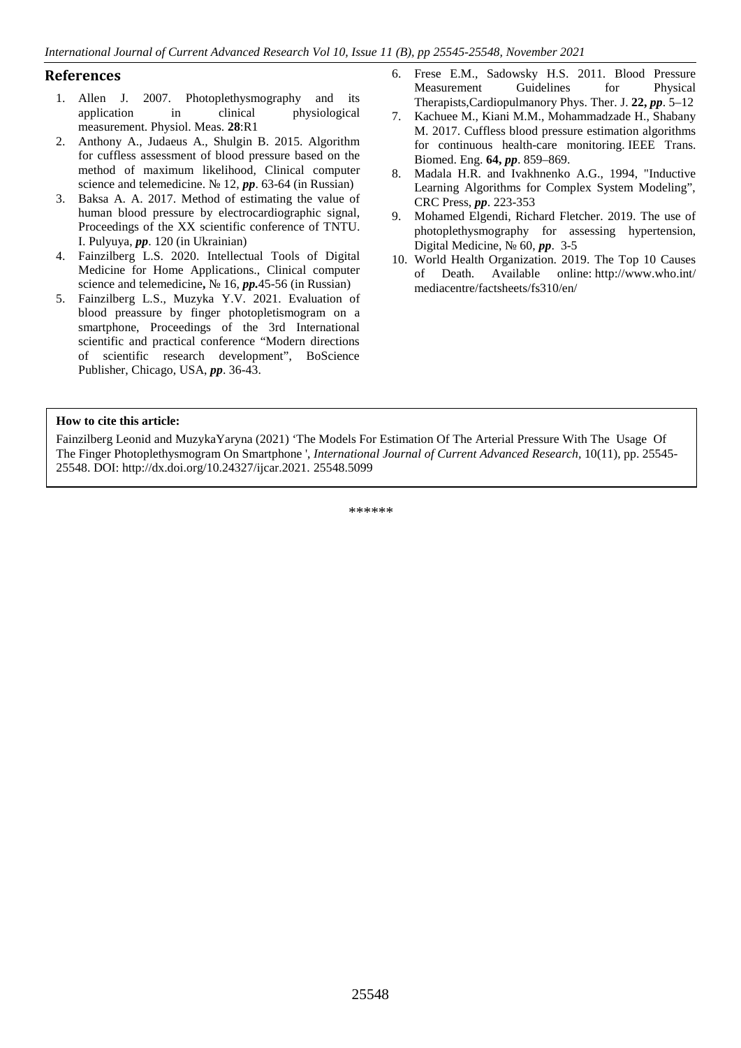## References

1. Allen J. 2007. Photoplethysmography and its application in clinical physiological measurement. Physiol. Meas. **28**:R1
2. Anthony A., Judaeus A., Shulgin B. 2015. Algorithm for cuffless assessment of blood pressure based on the method of maximum likelihood, Clinical computer science and telemedicine. № 12, ***pp***. 63-64 (in Russian)
3. Baksa A. A. 2017. Method of estimating the value of human blood pressure by electrocardiographic signal, Proceedings of the XX scientific conference of TNTU. I. Pulyuya, ***pp***. 120 (in Ukrainian)
4. Fainzilberg L.S. 2020. Intellectual Tools of Digital Medicine for Home Applications., Clinical computer science and telemedicine**,** № 16, ***pp*.**45-56 (in Russian)
5. Fainzilberg L.S., Muzyka Y.V. 2021. Evaluation of blood preassure by finger photopletismogram on a smartphone, Proceedings of the 3rd International scientific and practical conference "Modern directions of scientific research development", BoScience Publisher, Chicago, USA, ***pp***. 36-43.
6. Frese E.M., Sadowsky H.S. 2011. Blood Pressure Measurement Guidelines for Physical Therapists,Cardiopulmanory Phys. Ther. J. **22,** ***pp***. 5–12
7. Kachuee M., Kiani M.M., Mohammadzade H., Shabany M. 2017. Cuffless blood pressure estimation algorithms for continuous health-care monitoring. IEEE Trans. Biomed. Eng. **64,** ***pp***. 859–869.
8. Madala H.R. and Ivakhnenko A.G., 1994, "Inductive Learning Algorithms for Complex System Modeling", CRC Press, ***pp***. 223-353
9. Mohamed Elgendi, Richard Fletcher. 2019. The use of photoplethysmography for assessing hypertension, Digital Medicine, № 60, ***pp***. 3-5
10. World Health Organization. 2019. The Top 10 Causes of Death. Available online: http://www.who.int/ mediacentre/factsheets/fs310/en/

**How to cite this article:**

Fainzilberg Leonid and MuzykaYaryna (2021) 'The Models For Estimation Of The Arterial Pressure With The Usage Of The Finger Photoplethysmogram On Smartphone ', *International Journal of Current Advanced Research,* 10(11), pp. 25545-25548. DOI: http://dx.doi.org/10.24327/ijcar.2021. 25548.5099

\*\*\*\*\*\*